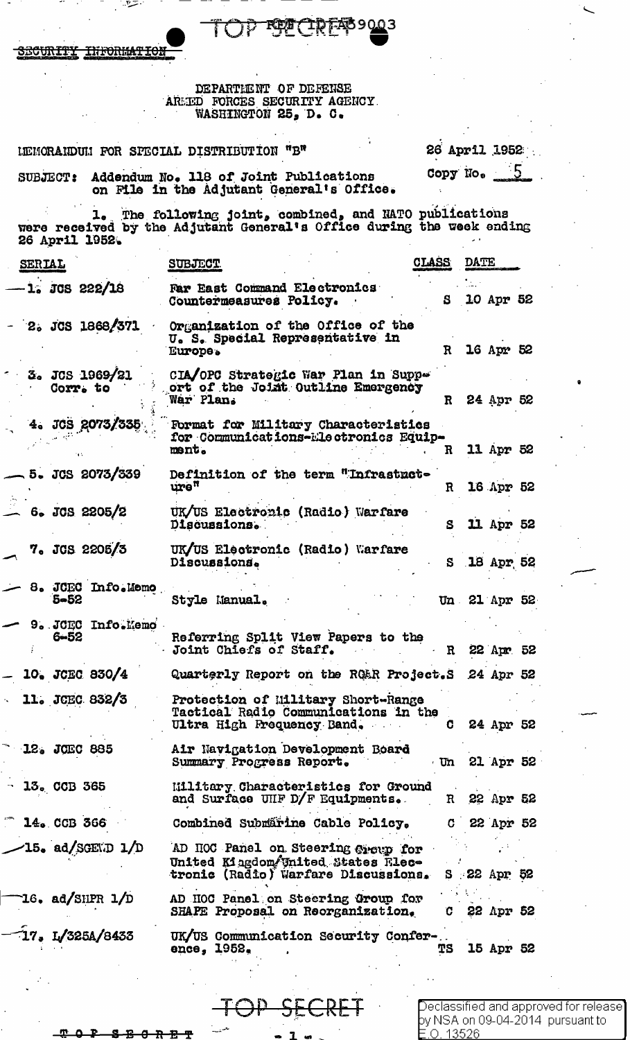TOP SECRET REF ID:A59003

SECURITY INFORMATION

DEPARTMENT OF DEFENSE
ARMED FORCES SECURITY AGENCY
WASHINGTON 25, D. C.

MEMORANDUM FOR SPECIAL DISTRIBUTION "B" 26 April 1952

SUBJECT: Addendum No. 118 of Joint Publications on File in the Adjutant General's Office.

Copy No. 5

1. The following joint, combined, and NATO publications were received by the Adjutant General's Office during the week ending 26 April 1952.

| SERIAL | SUBJECT | CLASS | DATE |
|---|---|---|---|
| 1. JCS 222/18 | Far East Command Electronics Countermeasures Policy. | S | 10 Apr 52 |
| 2. JCS 1868/371 | Organization of the Office of the U. S. Special Representative in Europe. | R | 16 Apr 52 |
| 3. JCS 1969/21 Corr. to | CIA/OPC Strategic War Plan in Support of the Joint Outline Emergency War Plan. | R | 24 Apr 52 |
| 4. JCS 2073/335 | Format for Military Characteristics for Communications-Electronics Equipment. | R | 11 Apr 52 |
| 5. JCS 2073/339 | Definition of the term "Infrastructure" | R | 16 Apr 52 |
| 6. JCS 2205/2 | UK/US Electronic (Radio) Warfare Discussions. | S | 11 Apr 52 |
| 7. JCS 2205/3 | UK/US Electronic (Radio) Warfare Discussions. | S | 18 Apr 52 |
| 8. JCEC Info.Memo 5-52 | Style Manual. | Un | 21 Apr 52 |
| 9. JCEC Info.Memo 6-52 | Referring Split View Papers to the Joint Chiefs of Staff. | R | 22 Apr 52 |
| 10. JCEC 830/4 | Quarterly Report on the RQ&R Project. | S | 24 Apr 52 |
| 11. JCEC 832/3 | Protection of Military Short-Range Tactical Radio Communications in the Ultra High Frequency Band. | C | 24 Apr 52 |
| 12. JCEC 885 | Air Navigation Development Board Summary Progress Report. | Un | 21 Apr 52 |
| 13. CCB 365 | Military Characteristics for Ground and Surface UHF D/F Equipments. | R | 22 Apr 52 |
| 14. CCB 366 | Combined Submarine Cable Policy. | C | 22 Apr 52 |
| 15. ad/SGEWD 1/D | AD HOC Panel on Steering Group for United Kingdom/United States Electronic (Radio) Warfare Discussions. | S | 22 Apr 52 |
| 16. ad/SHPR 1/D | AD HOC Panel on Steering Group for SHAPE Proposal on Reorganization. | C | 22 Apr 52 |
| 17. L/325A/8433 | UK/US Communication Security Conference, 1952. | TS | 15 Apr 52 |

TOP SECRET

TOP SECRET

Declassified and approved for release by NSA on 09-04-2014 pursuant to E.O. 13526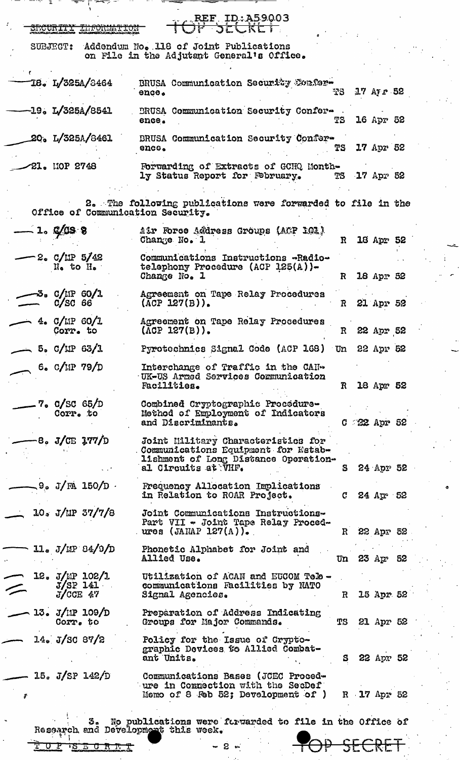SECURITY INFORMATION

REF ID:A59003

TOP SECRET

SUBJECT: Addendum No. 118 of Joint Publications on File in the Adjutant General's Office.

| | | | |
|---|---|---|---|
| 18. L/325A/8464 | BRUSA Communication Security Conference. | TS | 17 Apr 52 |
| 19. L/325A/8541 | BRUSA Communication Security Conference. | TS | 16 Apr 52 |
| 20. L/325A/8461 | BRUSA Communication Security Conference. | TS | 17 Apr 52 |
| 21. MOP 2748 | Forwarding of Extracts of GCHQ Monthly Status Report for February. | TS | 17 Apr 52 |

2. The following publications were forwarded to file in the Office of Communication Security.

| | | | |
|---|---|---|---|
| 1. C/CS 8 | Air Force Address Groups (ACP 121) Change No. 1 | R | 18 Apr 52 |
| 2. C/MP 5/42 N. to H. | Communications Instructions -Radiotelephony Procedure (ACP 125(A))- Change No. 1 | R | 18 Apr 52 |
| 3. C/MP 60/1 C/SC 66 | Agreement on Tape Relay Procedures (ACP 127(B)). | R | 21 Apr 52 |
| 4. C/MP 60/1 Corr. to | Agreement on Tape Relay Procedures (ACP 127(B)). | R | 22 Apr 52 |
| 5. C/MP 63/1 | Pyrotechnics Signal Code (ACP 168) | Un | 22 Apr 52 |
| 6. C/MP 79/D | Interchange of Traffic in the CAN-UK-US Armed Services Communication Facilities. | R | 18 Apr 52 |
| 7. C/SC 65/D Corr. to | Combined Cryptographic Procedure-Method of Employment of Indicators and Discriminants. | C | 22 Apr 52 |
| 8. J/CE 177/D | Joint Military Characteristics for Communications Equipment for Establishment of Long Distance Operational Circuits at VHF. | S | 24 Apr 52 |
| 9. J/FA 150/D | Frequency Allocation Implications in Relation to ROAR Project. | C | 24 Apr 52 |
| 10. J/MP 37/7/8 | Joint Communications Instructions-Part VII - Joint Tape Relay Procedures (JANAP 127(A)). | R | 22 Apr 52 |
| 11. J/MP 84/9/D | Phonetic Alphabet for Joint and Allied Use. | Un | 23 Apr 52 |
| 12. J/MP 102/1 J/SP 141 J/CCE 47 | Utilization of ACAN and EUCOM Telecommunications Facilities by NATO Signal Agencies. | R | 15 Apr 52 |
| 13. J/MP 109/D Corr. to | Preparation of Address Indicating Groups for Major Commands. | TS | 21 Apr 52 |
| 14. J/SC 87/2 | Policy for the Issue of Cryptographic Devices to Allied Combatant Units. | S | 22 Apr 52 |
| 15. J/SP 142/D | Communications Bases (JCEC Procedure in Connection with the SecDef Memo of 8 Feb 52; Development of ) | R | 17 Apr 52 |

3. No publications were forwarded to file in the Office of Research and Development this week.

TOP SECRET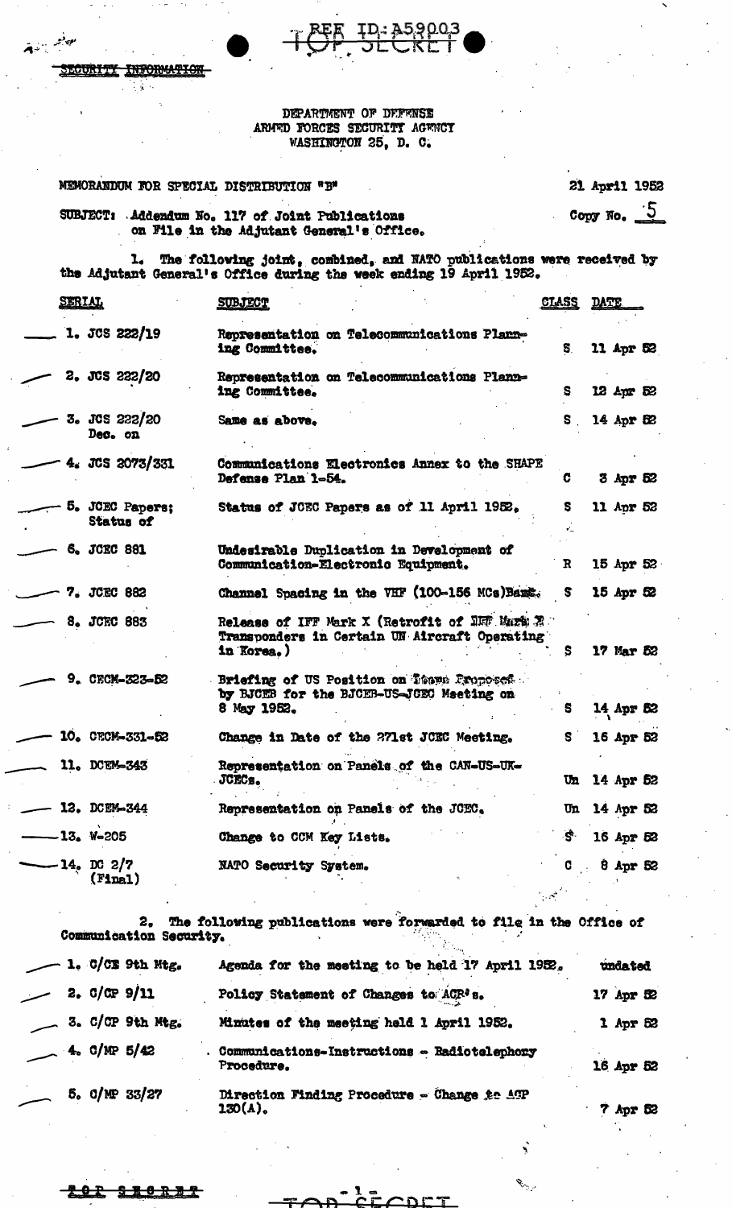REF ID:A59003

TOP SECRET

SECURITY INFORMATION

DEPARTMENT OF DEFENSE
ARMED FORCES SECURITY AGENCY
WASHINGTON 25, D. C.

MEMORANDUM FOR SPECIAL DISTRIBUTION "B"

21 April 1952

Copy No. 5

SUBJECT: Addendum No. 117 of Joint Publications on File in the Adjutant General's Office.

1. The following joint, combined, and NATO publications were received by the Adjutant General's Office during the week ending 19 April 1952.

| SERIAL | SUBJECT | CLASS | DATE |
|---|---|---|---|
| 1. JCS 222/19 | Representation on Telecommunications Planning Committee. | S | 11 Apr 52 |
| 2. JCS 222/20 | Representation on Telecommunications Planning Committee. | S | 12 Apr 52 |
| 3. JCS 222/20 Dec. on | Same as above. | S | 14 Apr 52 |
| 4. JCS 2073/331 | Communications Electronics Annex to the SHAPE Defense Plan 1-54. | C | 3 Apr 52 |
| 5. JCEC Papers; Status of | Status of JCEC Papers as of 11 April 1952. | S | 11 Apr 52 |
| 6. JCEC 881 | Undesirable Duplication in Development of Communication-Electronic Equipment. | R | 15 Apr 52 |
| 7. JCEC 882 | Channel Spacing in the VHF (100-156 MCs)Band. | S | 15 Apr 52 |
| 8. JCEC 883 | Release of IFF Mark X (Retrofit of IFF Mark X Transponders in Certain UN Aircraft Operating in Korea.) | S | 17 Mar 52 |
| 9. CECM-323-52 | Briefing of US Position on Items Proposed by BJCEB for the BJCEB-US-JCEC Meeting on 8 May 1952. | S | 14 Apr 52 |
| 10. CECM-331-52 | Change in Date of the 271st JCEC Meeting. | S | 16 Apr 52 |
| 11. DCEM-343 | Representation on Panels of the CAN-US-UK-JCECs. | Un | 14 Apr 52 |
| 12. DCEM-344 | Representation on Panels of the JCEC. | Un | 14 Apr 52 |
| 13. W-205 | Change to CCM Key Lists. | S | 16 Apr 52 |
| 14. DC 2/7 (Final) | NATO Security System. | C | 8 Apr 52 |

2. The following publications were forwarded to file in the Office of Communication Security.

| | | |
|---|---|---|
| 1. C/CE 9th Mtg. | Agenda for the meeting to be held 17 April 1952. | undated |
| 2. C/CP 9/11 | Policy Statement of Changes to ACP's. | 17 Apr 52 |
| 3. C/CP 9th Mtg. | Minutes of the meeting held 1 April 1952. | 1 Apr 52 |
| 4. C/MP 5/42 | Communications-Instructions - Radiotelephony Procedure. | 16 Apr 52 |
| 5. C/MP 33/27 | Direction Finding Procedure - Change to ACP 130(A). | 7 Apr 52 |

TOP SECRET

TOP SECRET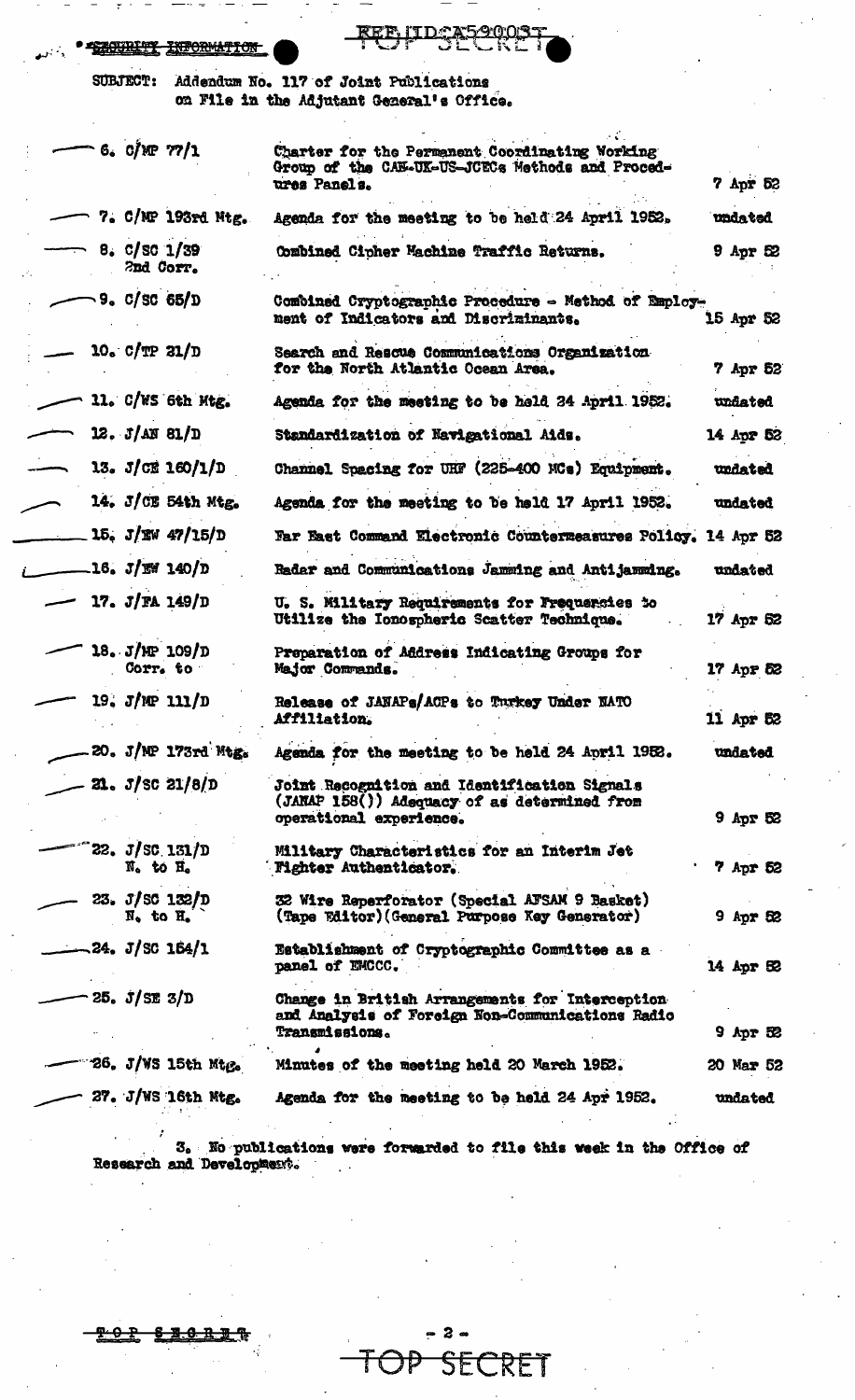SECURITY INFORMATION

REF ID:A59003

SUBJECT: Addendum No. 117 of Joint Publications on File in the Adjutant General's Office.

| | | |
|---|---|---|
| 6. C/MP 77/1 | Charter for the Permanent Coordinating Working Group of the CAN-UK-US-JCECs Methods and Procedures Panels. | 7 Apr 52 |
| 7. C/MP 193rd Mtg. | Agenda for the meeting to be held 24 April 1952. | undated |
| 8. C/SC 1/39 2nd Corr. | Combined Cipher Machine Traffic Returns. | 9 Apr 52 |
| 9. C/SC 65/D | Combined Cryptographic Procedure - Method of Employment of Indicators and Discriminants. | 15 Apr 52 |
| 10. C/TP 21/D | Search and Rescue Communications Organization for the North Atlantic Ocean Area. | 7 Apr 52 |
| 11. C/WS 6th Mtg. | Agenda for the meeting to be held 24 April 1952. | undated |
| 12. J/AN 81/D | Standardization of Navigational Aids. | 14 Apr 52 |
| 13. J/CE 160/1/D | Channel Spacing for UHF (225-400 MCs) Equipment. | undated |
| 14. J/CE 54th Mtg. | Agenda for the meeting to be held 17 April 1952. | undated |
| 15. J/EW 47/15/D | Far East Command Electronic Countermeasures Policy. | 14 Apr 52 |
| 16. J/EW 140/D | Radar and Communications Jamming and Antijamming. | undated |
| 17. J/FA 149/D | U. S. Military Requirements for Frequencies to Utilize the Ionospheric Scatter Technique. | 17 Apr 52 |
| 18. J/MP 109/D Corr. to | Preparation of Address Indicating Groups for Major Commands. | 17 Apr 52 |
| 19. J/MP 111/D | Release of JANAPs/ACPs to Turkey Under NATO Affiliation. | 11 Apr 52 |
| 20. J/MP 173rd Mtg. | Agenda for the meeting to be held 24 April 1952. | undated |
| 21. J/SC 21/8/D | Joint Recognition and Identification Signals (JANAP 158()) Adequacy of as determined from operational experience. | 9 Apr 52 |
| 22. J/SC 131/D N. to H. | Military Characteristics for an Interim Jet Fighter Authenticator. | 7 Apr 52 |
| 23. J/SC 132/D N. to H. | 32 Wire Reperforator (Special AFSAM 9 Basket) (Tape Editor)(General Purpose Key Generator) | 9 Apr 52 |
| 24. J/SC 164/1 | Establishment of Cryptographic Committee as a panel of EMCCC. | 14 Apr 52 |
| 25. J/SE 3/D | Change in British Arrangements for Interception and Analysis of Foreign Non-Communications Radio Transmissions. | 9 Apr 52 |
| 26. J/WS 15th Mtg. | Minutes of the meeting held 20 March 1952. | 20 Mar 52 |
| 27. J/WS 16th Mtg. | Agenda for the meeting to be held 24 Apr 1952. | undated |

3. No publications were forwarded to file this week in the Office of Research and Development.

TOP SECRET

TOP SECRET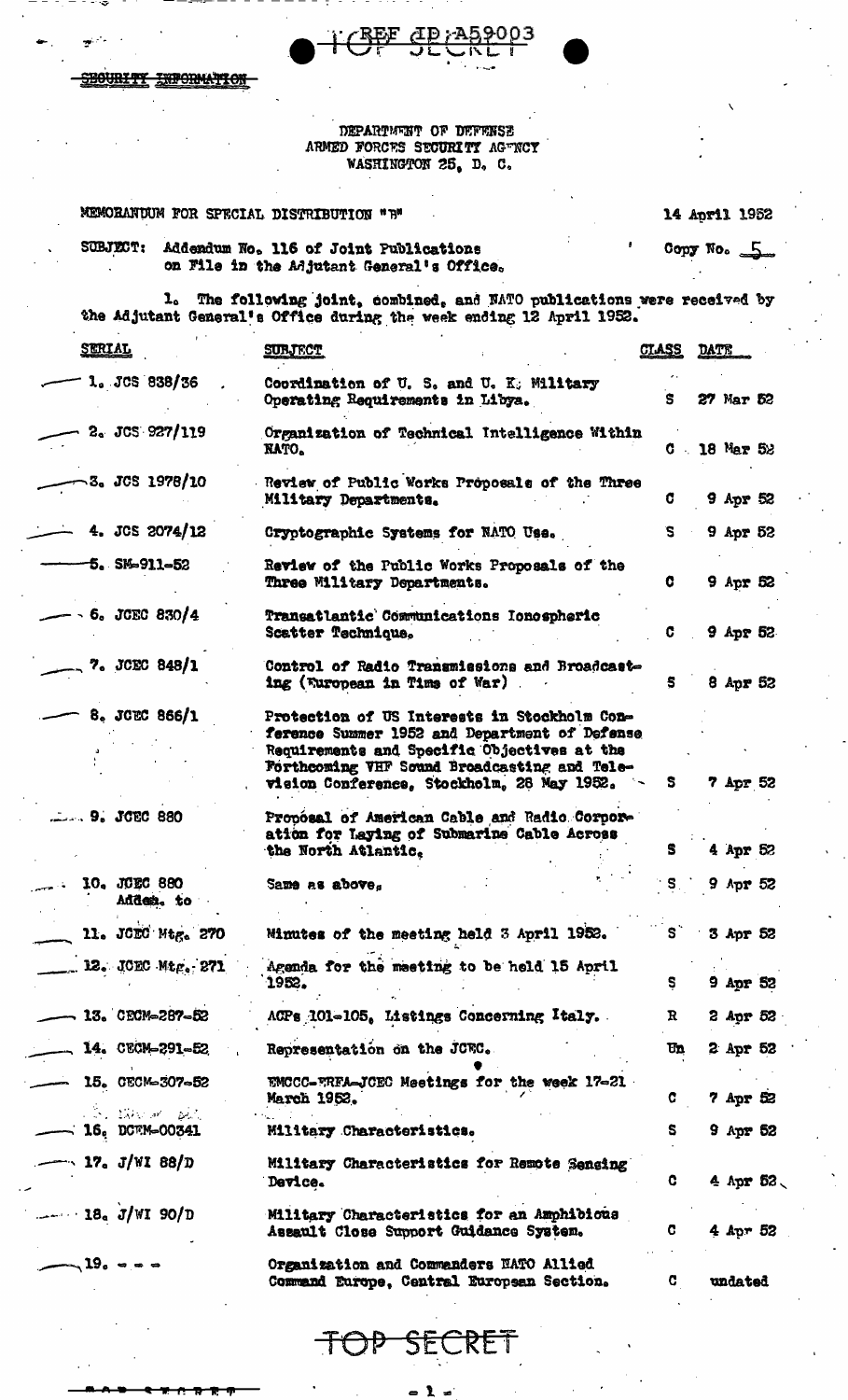REF ID:A59003

SECURITY INFORMATION

DEPARTMENT OF DEFENSE
ARMED FORCES SECURITY AGENCY
WASHINGTON 25, D. C.

MEMORANDUM FOR SPECIAL DISTRIBUTION "B"

14 April 1952

SUBJECT: Addendum No. 116 of Joint Publications on File in the Adjutant General's Office.

Copy No. 5

1. The following joint, combined, and NATO publications were received by the Adjutant General's Office during the week ending 12 April 1952.

| SERIAL | SUBJECT | CLASS | DATE |
|---|---|---|---|
| 1. JCS 838/36 | Coordination of U. S. and U. K. Military Operating Requirements in Libya. | S | 27 Mar 52 |
| 2. JCS 927/119 | Organization of Technical Intelligence Within NATO. | C | 18 Mar 52 |
| 3. JCS 1978/10 | Review of Public Works Proposals of the Three Military Departments. | C | 9 Apr 52 |
| 4. JCS 2074/12 | Cryptographic Systems for NATO Use. | S | 9 Apr 52 |
| 5. SM-911-52 | Review of the Public Works Proposals of the Three Military Departments. | C | 9 Apr 52 |
| 6. JCEC 830/4 | Transatlantic Communications Ionospheric Scatter Technique. | C | 9 Apr 52 |
| 7. JCEC 848/1 | Control of Radio Transmissions and Broadcasting (European in Time of War) | S | 8 Apr 52 |
| 8. JCEC 866/1 | Protection of US Interests in Stockholm Conference Summer 1952 and Department of Defense Requirements and Specific Objectives at the Forthcoming VHF Sound Broadcasting and Television Conference, Stockholm, 28 May 1952. | S | 7 Apr 52 |
| 9. JCEC 880 | Proposal of American Cable and Radio Corporation for Laying of Submarine Cable Across the North Atlantic. | S | 4 Apr 52 |
| 10. JCEC 880 Addem. to | Same as above. | S | 9 Apr 52 |
| 11. JCEC Mtg. 270 | Minutes of the meeting held 3 April 1952. | S | 3 Apr 52 |
| 12. JCEC Mtg. 271 | Agenda for the meeting to be held 15 April 1952. | S | 9 Apr 52 |
| 13. CECM-287-52 | ACPs 101-105, Listings Concerning Italy. | R | 2 Apr 52 |
| 14. CECM-291-52 | Representation on the JCEC. | Un | 2 Apr 52 |
| 15. CECM-307-52 | EMCCC-ERFA-JCEC Meetings for the week 17-21 March 1952. | C | 7 Apr 52 |
| 16. DCEM-00341 | Military Characteristics. | S | 9 Apr 52 |
| 17. J/WI 88/D | Military Characteristics for Remote Sensing Device. | C | 4 Apr 52 |
| 18. J/WI 90/D | Military Characteristics for an Amphibious Assault Close Support Guidance System. | C | 4 Apr 52 |
| 19. - - - | Organization and Commanders NATO Allied Command Europe, Central European Section. | C | undated |

TOP SECRET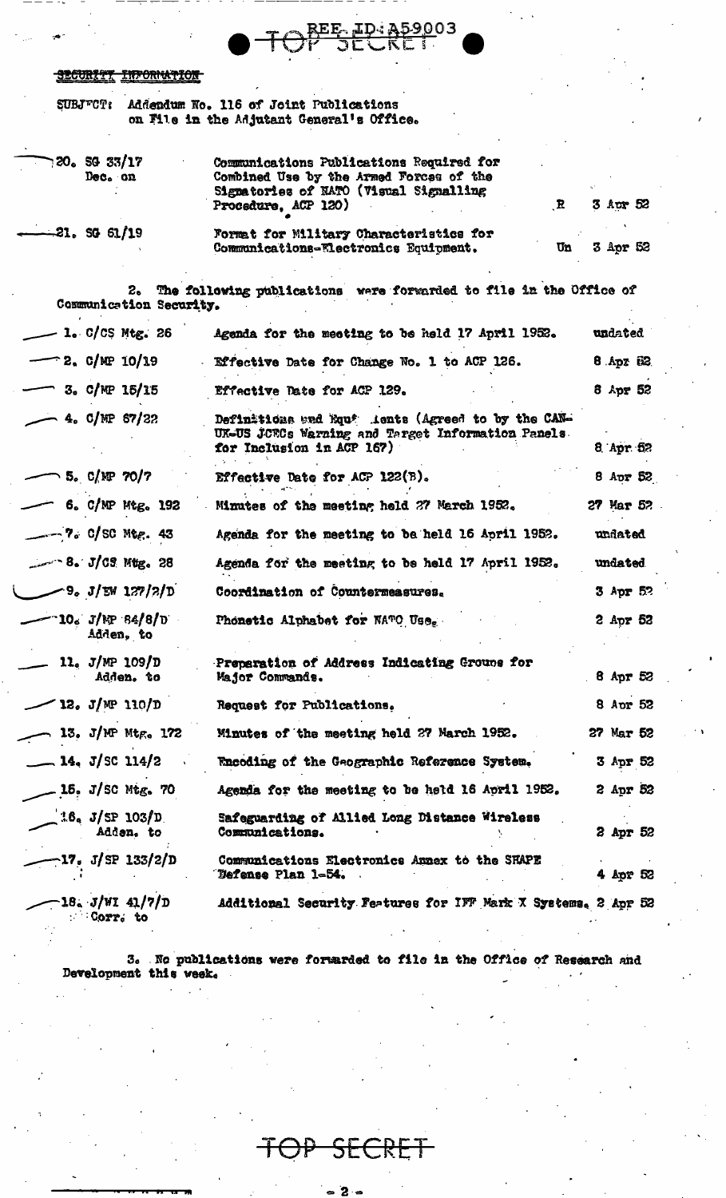REF ID:A59003

TOP SECRET

SECURITY INFORMATION

SUBJECT: Addendum No. 116 of Joint Publications on File in the Adjutant General's Office.

| | | | |
|---|---|---|---|
| 20. SG 33/17 Dec. on | Communications Publications Required for Combined Use by the Armed Forces of the Signatories of NATO (Visual Signalling Procedure, ACP 120) | R | 3 Apr 52 |
| 21. SG 61/19 | Format for Military Characteristics for Communications-Electronics Equipment. | Un | 3 Apr 52 |

2. The following publications were forwarded to file in the Office of Communication Security.

| | | |
|---|---|---|
| 1. C/CS Mtg. 26 | Agenda for the meeting to be held 17 April 1952. | undated |
| 2. C/MP 10/19 | Effective Date for Change No. 1 to ACP 126. | 8 Apr 52 |
| 3. C/MP 15/15 | Effective Date for ACP 129. | 8 Apr 52 |
| 4. C/MP 67/22 | Definitions and Equivalents (Agreed to by the CAN-UK-US JCECs Warning and Target Information Panels for Inclusion in ACP 167) | 8 Apr 52 |
| 5. C/MP 70/7 | Effective Date for ACP 122(B). | 8 Apr 52 |
| 6. C/MP Mtg. 192 | Minutes of the meeting held 27 March 1952. | 27 Mar 52 |
| 7. C/SC Mtg. 43 | Agenda for the meeting to be held 16 April 1952. | undated |
| 8. J/CS Mtg. 28 | Agenda for the meeting to be held 17 April 1952. | undated |
| 9. J/EW 127/2/D | Coordination of Countermeasures. | 3 Apr 52 |
| 10. J/MP 84/8/D Adden. to | Phonetic Alphabet for NATO Use. | 2 Apr 52 |
| 11. J/MP 109/D Adden. to | Preparation of Address Indicating Groups for Major Commands. | 8 Apr 52 |
| 12. J/MP 110/D | Request for Publications. | 8 Apr 52 |
| 13. J/MP Mtg. 172 | Minutes of the meeting held 27 March 1952. | 27 Mar 52 |
| 14. J/SC 114/2 | Encoding of the Geographic Reference System. | 3 Apr 52 |
| 15. J/SC Mtg. 70 | Agenda for the meeting to be held 16 April 1952. | 2 Apr 52 |
| 16. J/SP 103/D Adden. to | Safeguarding of Allied Long Distance Wireless Communications. | 2 Apr 52 |
| 17. J/SP 133/2/D | Communications Electronics Annex to the SHAPE Defense Plan 1-54. | 4 Apr 52 |
| 18. J/WI 41/7/D Corr. to | Additional Security Features for IFF Mark X Systems. | 2 Apr 52 |

3. No publications were forwarded to file in the Office of Research and Development this week.

TOP SECRET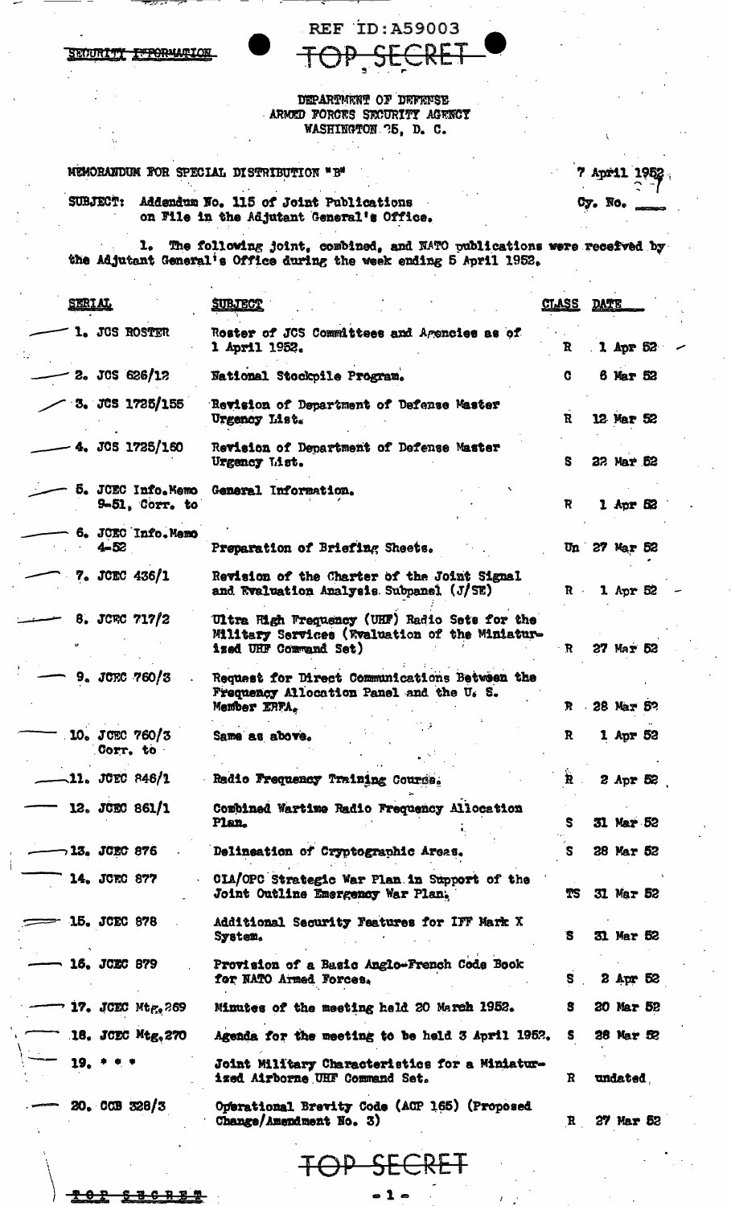SECURITY INFORMATION

REF ID:A59003

TOP SECRET

DEPARTMENT OF DEFENSE
ARMED FORCES SECURITY AGENCY
WASHINGTON 25, D. C.

MEMORANDUM FOR SPECIAL DISTRIBUTION "B"

7 April 1952

Cy. No. ____

SUBJECT: Addendum No. 115 of Joint Publications on File in the Adjutant General's Office.

1. The following joint, combined, and NATO publications were received by the Adjutant General's Office during the week ending 5 April 1952.

| SERIAL | SUBJECT | CLASS | DATE |
|---|---|---|---|
| 1. JCS ROSTER | Roster of JCS Committees and Agencies as of 1 April 1952. | R | 1 Apr 52 |
| 2. JCS 626/12 | National Stockpile Program. | C | 6 Mar 52 |
| 3. JCS 1725/155 | Revision of Department of Defense Master Urgency List. | R | 12 Mar 52 |
| 4. JCS 1725/160 | Revision of Department of Defense Master Urgency List. | S | 22 Mar 52 |
| 5. JCEC Info.Memo 9-51, Corr. to | General Information. | R | 1 Apr 52 |
| 6. JCEC Info.Memo 4-52 | Preparation of Briefing Sheets. | Un | 27 Mar 52 |
| 7. JCEC 436/1 | Revision of the Charter of the Joint Signal and Evaluation Analysis Subpanel (J/SE) | R | 1 Apr 52 |
| 8. JCEC 717/2 | Ultra High Frequency (UHF) Radio Sets for the Military Services (Evaluation of the Miniaturized UHF Command Set) | R | 27 Mar 52 |
| 9. JCEC 760/3 | Request for Direct Communications Between the Frequency Allocation Panel and the U. S. Member ERFA. | R | 28 Mar 52 |
| 10. JCEC 760/3 Corr. to | Same as above. | R | 1 Apr 52 |
| 11. JCEC 846/1 | Radio Frequency Training Course. | R | 2 Apr 52 |
| 12. JCEC 861/1 | Combined Wartime Radio Frequency Allocation Plan. | S | 31 Mar 52 |
| 13. JCEC 876 | Delineation of Cryptographic Areas. | S | 28 Mar 52 |
| 14. JCEC 877 | CIA/OPC Strategic War Plan in Support of the Joint Outline Emergency War Plan. | TS | 31 Mar 52 |
| 15. JCEC 878 | Additional Security Features for IFF Mark X System. | S | 31 Mar 52 |
| 16. JCEC 879 | Provision of a Basic Anglo-French Code Book for NATO Armed Forces. | S | 2 Apr 52 |
| 17. JCEC Mtg.269 | Minutes of the meeting held 20 March 1952. | S | 20 Mar 52 |
| 18. JCEC Mtg.270 | Agenda for the meeting to be held 3 April 1952. | S | 28 Mar 52 |
| 19. * * * | Joint Military Characteristics for a Miniaturized Airborne UHF Command Set. | R | undated |
| 20. CCB 328/3 | Operational Brevity Code (ACP 165) (Proposed Change/Amendment No. 3) | R | 27 Mar 52 |

TOP SECRET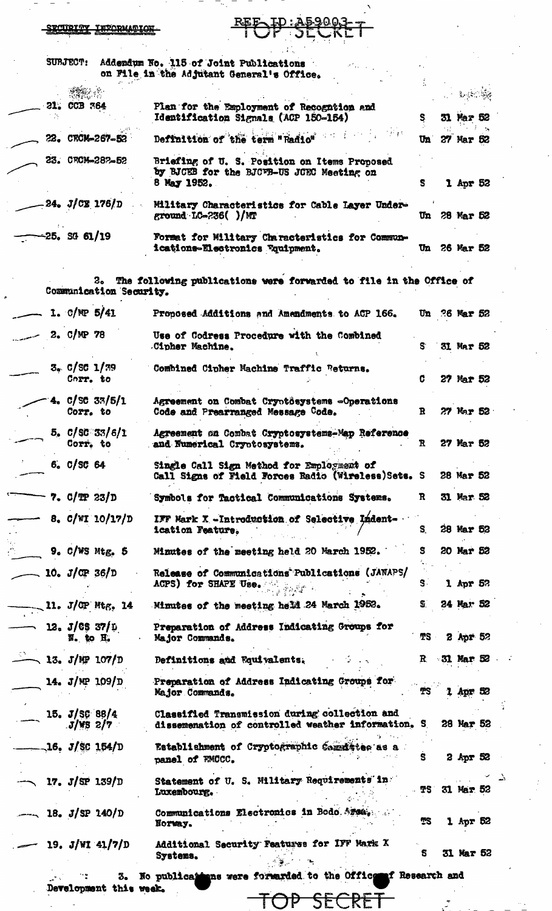SECURITY INFORMATION

REF ID:A59003
TOP SECRET

SUBJECT: Addendum No. 115 of Joint Publications on File in the Adjutant General's Office.

| | | | |
|---|---|---|---|
| 21. CCB 364 | Plan for the Employment of Recognition and Identification Signals (ACP 150-154) | S | 31 Mar 52 |
| 22. CECM-267-52 | Definition of the term "Radio" | Un | 27 Mar 52 |
| 23. CECM-282-52 | Briefing of U. S. Position on Items Proposed by BJCEB for the BJCEB-US JCEC Meeting on 8 May 1952. | S | 1 Apr 52 |
| 24. J/CE 176/D | Military Characteristics for Cable Layer Underground LC-236( )/MT | Un | 28 Mar 52 |
| 25. SG 61/19 | Format for Military Characteristics for Communications-Electronics Equipment. | Un | 26 Mar 52 |

2. The following publications were forwarded to file in the Office of Communication Security.

| | | | |
|---|---|---|---|
| 1. C/MP 5/41 | Proposed Additions and Amendments to ACP 166. | Un | 26 Mar 52 |
| 2. C/MP 78 | Use of Codress Procedure with the Combined Cipher Machine. | S | 31 Mar 52 |
| 3. C/SC 1/39 Corr. to | Combined Cipher Machine Traffic Returns. | C | 27 Mar 52 |
| 4. C/SC 33/5/1 Corr. to | Agreement on Combat Cryptosystems -Operations Code and Prearranged Message Code. | R | 27 Mar 52 |
| 5. C/SC 33/6/1 Corr. to | Agreement on Combat Cryptosystems-Map Reference and Numerical Cryptosystems. | R | 27 Mar 52 |
| 6. C/SC 64 | Single Call Sign Method for Employment of Call Signs of Field Forces Radio (Wireless)Sets. | S | 28 Mar 52 |
| 7. C/TP 23/D | Symbols for Tactical Communications Systems. | R | 31 Mar 52 |
| 8. C/WI 10/17/D | IFF Mark X -Introduction of Selective Identification Feature. | S | 28 Mar 52 |
| 9. C/WS Mtg. 5 | Minutes of the meeting held 20 March 1952. | S | 20 Mar 52 |
| 10. J/CP 36/D | Release of Communications Publications (JANAPS/ ACPS) for SHAPE Use. | S | 1 Apr 52 |
| 11. J/CP Mtg. 14 | Minutes of the meeting held 24 March 1952. | S | 24 Mar 52 |
| 12. J/CS 37/D N. to H. | Preparation of Address Indicating Groups for Major Commands. | TS | 2 Apr 52 |
| 13. J/MP 107/D | Definitions and Equivalents. | R | 31 Mar 52 |
| 14. J/MP 109/D | Preparation of Address Indicating Groups for Major Commands. | TS | 1 Apr 52 |
| 15. J/SC 88/4 J/WS 2/7 | Classified Transmission during collection and dissemenation of controlled weather information. | S | 28 Mar 52 |
| 16. J/SC 154/D | Establishment of Cryptographic Committee as a panel of FMCCC. | S | 2 Apr 52 |
| 17. J/SP 139/D | Statement of U. S. Military Requirements in Luxembourg. | TS | 31 Mar 52 |
| 18. J/SP 140/D | Communications Electronics in Bodo Area, Norway. | TS | 1 Apr 52 |
| 19. J/WI 41/7/D | Additional Security Features for IFF Mark X Systems. | S | 31 Mar 52 |

3. No publications were forwarded to the Office of Research and Development this week.

TOP SECRET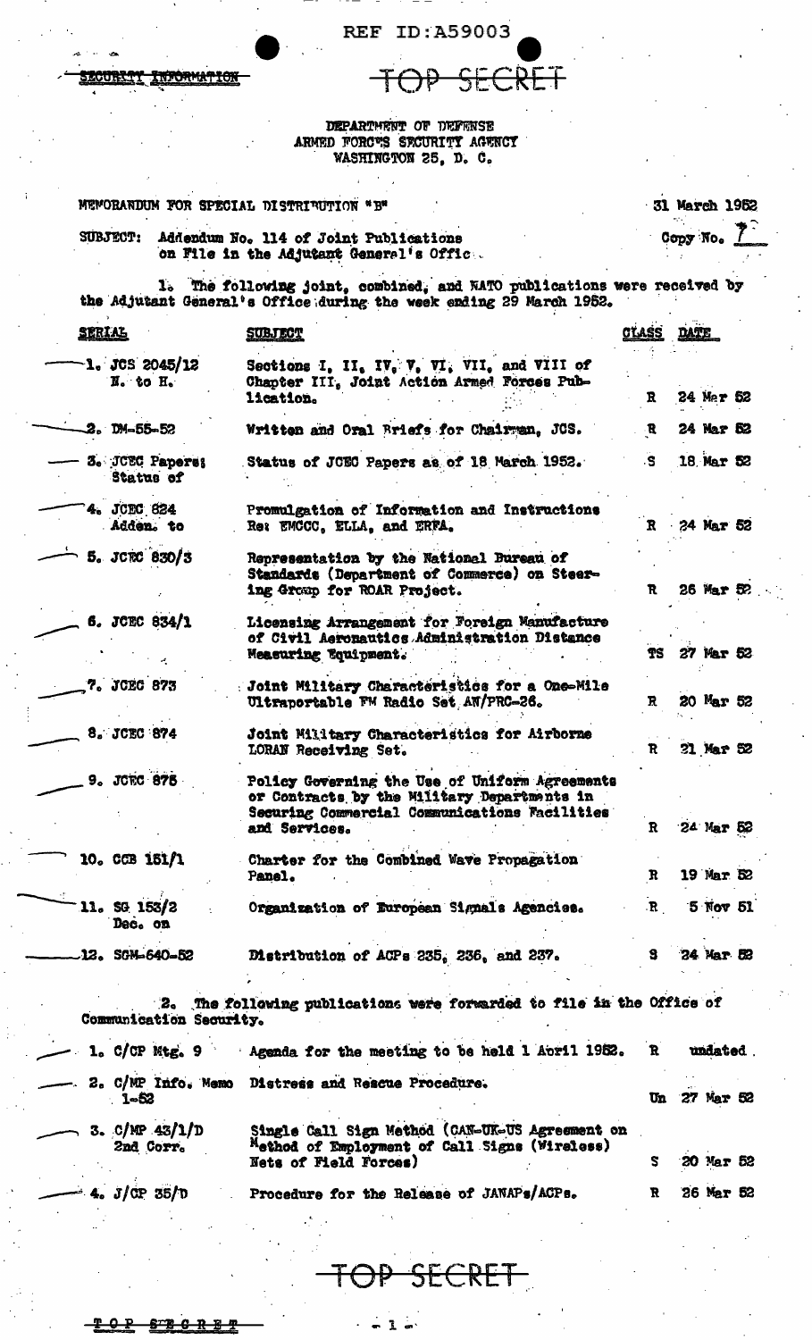REF ID:A59003

SECURITY INFORMATION

TOP SECRET

DEPARTMENT OF DEFENSE
ARMED FORCES SECURITY AGENCY
WASHINGTON 25, D. C.

MEMORANDUM FOR SPECIAL DISTRIBUTION "B"

31 March 1952

Copy No. 7

SUBJECT: Addendum No. 114 of Joint Publications on File in the Adjutant General's Office.

1. The following joint, combined, and NATO publications were received by the Adjutant General's Office during the week ending 29 March 1952.

| SERIAL | SUBJECT | CLASS | DATE |
|---|---|---|---|
| 1. JCS 2045/12 N. to H. | Sections I, II, IV, V, VI, VII, and VIII of Chapter III, Joint Action Armed Forces Publication. | R | 24 Mar 52 |
| 2. DM-55-52 | Written and Oral Briefs for Chairman, JCS. | R | 24 Mar 52 |
| 3. JCEC Papers; Status of | Status of JCEC Papers as of 18 March 1952. | S | 18 Mar 52 |
| 4. JCEC 824 Adden. to | Promulgation of Information and Instructions Re: EMCCC, ELLA, and ERFA. | R | 24 Mar 52 |
| 5. JCEC 830/3 | Representation by the National Bureau of Standards (Department of Commerce) on Steering Group for ROAR Project. | R | 26 Mar 52 |
| 6. JCEC 834/1 | Licensing Arrangement for Foreign Manufacture of Civil Aeronautics Administration Distance Measuring Equipment. | TS | 27 Mar 52 |
| 7. JCEC 873 | Joint Military Characteristics for a One-Mile Ultraportable FM Radio Set AN/PRC-26. | R | 20 Mar 52 |
| 8. JCEC 874 | Joint Military Characteristics for Airborne LORAN Receiving Set. | R | 21 Mar 52 |
| 9. JCEC 875 | Policy Governing the Use of Uniform Agreements or Contracts by the Military Departments in Securing Commercial Communications Facilities and Services. | R | 24 Mar 52 |
| 10. CCB 151/1 | Charter for the Combined Wave Propagation Panel. | R | 19 Mar 52 |
| 11. SG 153/2 Dec. on | Organization of European Signals Agencies. | R | 5 Nov 51 |
| 12. SGM-640-52 | Distribution of ACPs 235, 236, and 237. | S | 24 Mar 52 |

2. The following publications were forwarded to file in the Office of Communication Security.

| SERIAL | SUBJECT | CLASS | DATE |
|---|---|---|---|
| 1. C/CP Mtg. 9 | Agenda for the meeting to be held 1 April 1952. | R | undated |
| 2. C/MP Info. Memo 1-52 | Distress and Rescue Procedure. | Un | 27 Mar 52 |
| 3. C/MP 43/1/D 2nd Corr. | Single Call Sign Method (CAN-UK-US Agreement on Method of Employment of Call Signs (Wireless) Nets of Field Forces) | S | 20 Mar 52 |
| 4. J/CP 35/D | Procedure for the Release of JANAPs/ACPs. | R | 26 Mar 52 |

TOP SECRET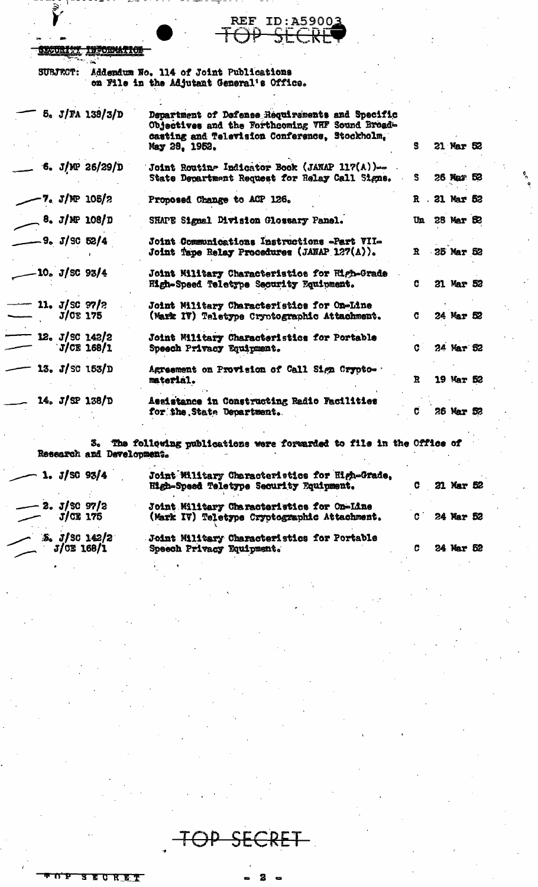REF ID:A59003

TOP SECRET

SECURITY INFORMATION

SUBJECT: Addendum No. 114 of Joint Publications on File in the Adjutant General's Office.

| | | | |
|---|---|---|---|
| 5. J/FA 138/3/D | Department of Defense Requirements and Specific Objectives and the Forthcoming VHF Sound Broadcasting and Television Conference, Stockholm, May 28, 1952. | S | 21 Mar 52 |
| 6. J/MP 26/29/D | Joint Routing Indicator Book (JANAP 117(A))-- State Department Request for Relay Call Signs. | S | 26 Mar 52 |
| 7. J/MP 105/2 | Proposed Change to ACP 126. | R | 21 Mar 52 |
| 8. J/MP 108/D | SHAPE Signal Division Glossary Panel. | Un | 28 Mar 52 |
| 9. J/SC 52/4 | Joint Communications Instructions -Part VII- Joint Tape Relay Procedures (JANAP 127(A)). | R | 25 Mar 52 |
| 10. J/SC 93/4 | Joint Military Characteristics for High-Grade High-Speed Teletype Security Equipment. | C | 21 Mar 52 |
| 11. J/SC 97/2 J/CE 175 | Joint Military Characteristics for On-Line (Mark IV) Teletype Cryptographic Attachment. | C | 24 Mar 52 |
| 12. J/SC 142/2 J/CE 168/1 | Joint Military Characteristics for Portable Speech Privacy Equipment. | C | 24 Mar 52 |
| 13. J/SC 153/D | Agreement on Provision of Call Sign Cryptomaterial. | R | 19 Mar 52 |
| 14. J/SP 138/D | Assistance in Constructing Radio Facilities for the State Department. | C | 26 Mar 52 |

3. The following publications were forwarded to file in the Office of Research and Development.

| | | | |
|---|---|---|---|
| 1. J/SC 93/4 | Joint Military Characteristics for High-Grade, High-Speed Teletype Security Equipment. | C | 21 Mar 52 |
| 2. J/SC 97/2 J/CE 175 | Joint Military Characteristics for On-Line (Mark IV) Teletype Cryptographic Attachment. | C | 24 Mar 52 |
| 3. J/SC 142/2 J/CE 168/1 | Joint Military Characteristics for Portable Speech Privacy Equipment. | C | 24 Mar 52 |

TOP SECRET

TOP SECRET